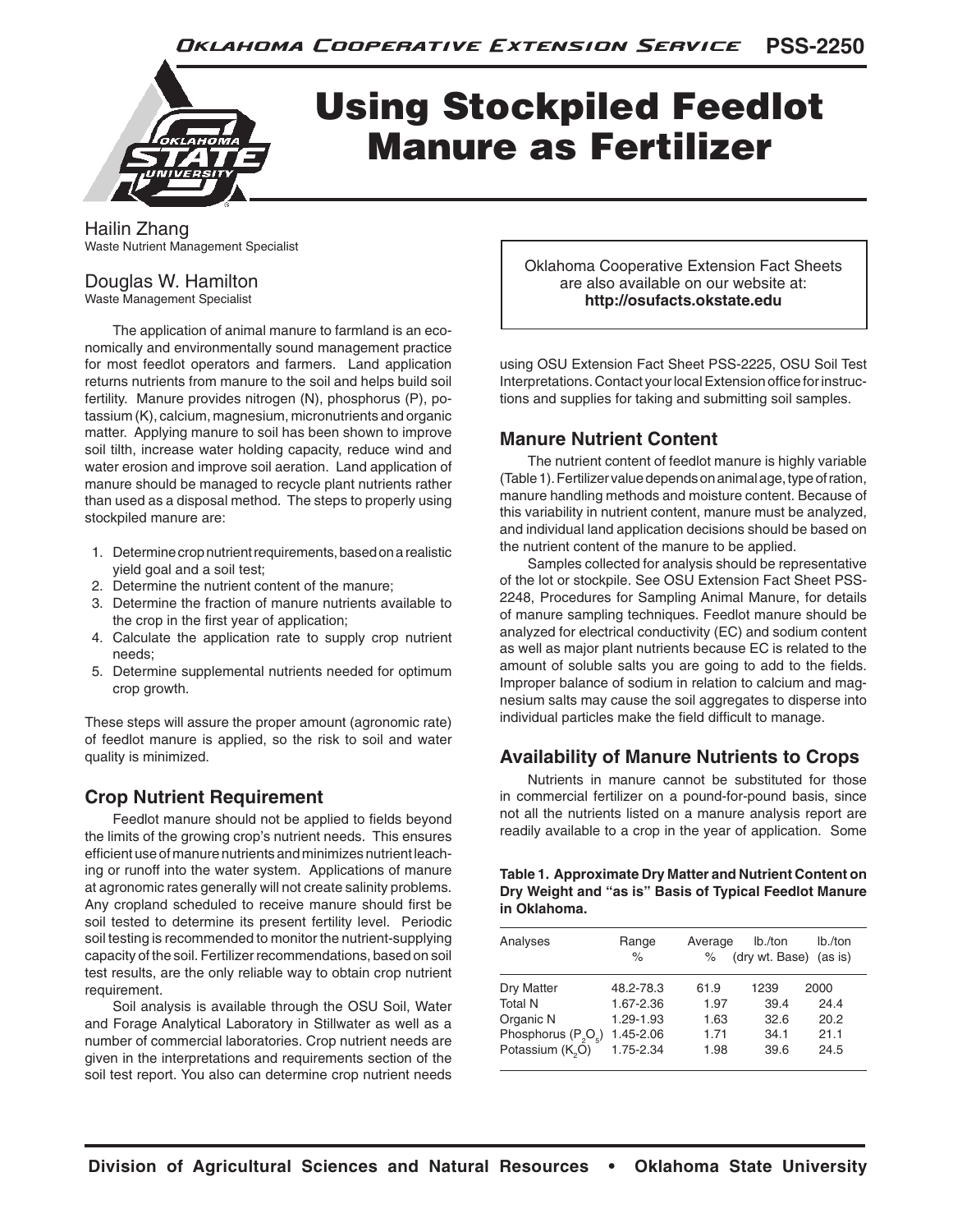Oklahoma Cooperative Extension Service PSS-2250

# Using Stockpiled Feedlot Manure as Fertilizer

Hailin Zhang
Waste Nutrient Management Specialist

Douglas W. Hamilton
Waste Management Specialist

Oklahoma Cooperative Extension Fact Sheets are also available on our website at: **http://osufacts.okstate.edu**

The application of animal manure to farmland is an economically and environmentally sound management practice for most feedlot operators and farmers. Land application returns nutrients from manure to the soil and helps build soil fertility. Manure provides nitrogen (N), phosphorus (P), potassium (K), calcium, magnesium, micronutrients and organic matter. Applying manure to soil has been shown to improve soil tilth, increase water holding capacity, reduce wind and water erosion and improve soil aeration. Land application of manure should be managed to recycle plant nutrients rather than used as a disposal method. The steps to properly using stockpiled manure are:

1. Determine crop nutrient requirements, based on a realistic yield goal and a soil test;
2. Determine the nutrient content of the manure;
3. Determine the fraction of manure nutrients available to the crop in the first year of application;
4. Calculate the application rate to supply crop nutrient needs;
5. Determine supplemental nutrients needed for optimum crop growth.

These steps will assure the proper amount (agronomic rate) of feedlot manure is applied, so the risk to soil and water quality is minimized.

## Crop Nutrient Requirement

Feedlot manure should not be applied to fields beyond the limits of the growing crop's nutrient needs. This ensures efficient use of manure nutrients and minimizes nutrient leaching or runoff into the water system. Applications of manure at agronomic rates generally will not create salinity problems. Any cropland scheduled to receive manure should first be soil tested to determine its present fertility level. Periodic soil testing is recommended to monitor the nutrient-supplying capacity of the soil. Fertilizer recommendations, based on soil test results, are the only reliable way to obtain crop nutrient requirement.

Soil analysis is available through the OSU Soil, Water and Forage Analytical Laboratory in Stillwater as well as a number of commercial laboratories. Crop nutrient needs are given in the interpretations and requirements section of the soil test report. You also can determine crop nutrient needs using OSU Extension Fact Sheet PSS-2225, OSU Soil Test Interpretations. Contact your local Extension office for instructions and supplies for taking and submitting soil samples.

## Manure Nutrient Content

The nutrient content of feedlot manure is highly variable (Table 1). Fertilizer value depends on animal age, type of ration, manure handling methods and moisture content. Because of this variability in nutrient content, manure must be analyzed, and individual land application decisions should be based on the nutrient content of the manure to be applied.

Samples collected for analysis should be representative of the lot or stockpile. See OSU Extension Fact Sheet PSS-2248, Procedures for Sampling Animal Manure, for details of manure sampling techniques. Feedlot manure should be analyzed for electrical conductivity (EC) and sodium content as well as major plant nutrients because EC is related to the amount of soluble salts you are going to add to the fields. Improper balance of sodium in relation to calcium and magnesium salts may cause the soil aggregates to disperse into individual particles make the field difficult to manage.

## Availability of Manure Nutrients to Crops

Nutrients in manure cannot be substituted for those in commercial fertilizer on a pound-for-pound basis, since not all the nutrients listed on a manure analysis report are readily available to a crop in the year of application. Some

**Table 1. Approximate Dry Matter and Nutrient Content on Dry Weight and "as is" Basis of Typical Feedlot Manure in Oklahoma.**

| Analyses | Range % | Average % | lb./ton (dry wt. Base) | lb./ton (as is) |
|---|---|---|---|---|
| Dry Matter | 48.2-78.3 | 61.9 | 1239 | 2000 |
| Total N | 1.67-2.36 | 1.97 | 39.4 | 24.4 |
| Organic N | 1.29-1.93 | 1.63 | 32.6 | 20.2 |
| Phosphorus ($P_2O_5$) | 1.45-2.06 | 1.71 | 34.1 | 21.1 |
| Potassium ($K_2O$) | 1.75-2.34 | 1.98 | 39.6 | 24.5 |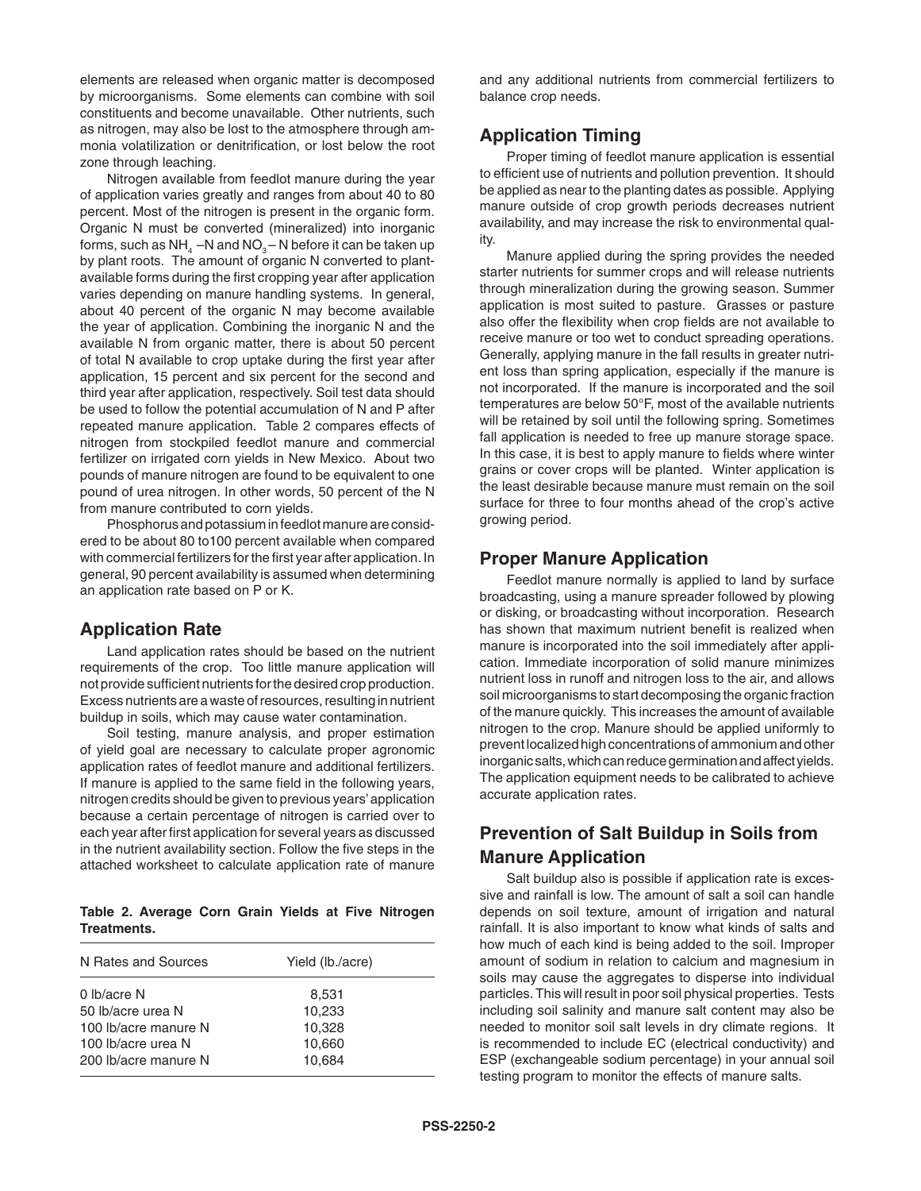elements are released when organic matter is decomposed by microorganisms. Some elements can combine with soil constituents and become unavailable. Other nutrients, such as nitrogen, may also be lost to the atmosphere through ammonia volatilization or denitrification, or lost below the root zone through leaching.

Nitrogen available from feedlot manure during the year of application varies greatly and ranges from about 40 to 80 percent. Most of the nitrogen is present in the organic form. Organic N must be converted (mineralized) into inorganic forms, such as $NH_4$ –N and $NO_3$ – N before it can be taken up by plant roots. The amount of organic N converted to plant-available forms during the first cropping year after application varies depending on manure handling systems. In general, about 40 percent of the organic N may become available the year of application. Combining the inorganic N and the available N from organic matter, there is about 50 percent of total N available to crop uptake during the first year after application, 15 percent and six percent for the second and third year after application, respectively. Soil test data should be used to follow the potential accumulation of N and P after repeated manure application. Table 2 compares effects of nitrogen from stockpiled feedlot manure and commercial fertilizer on irrigated corn yields in New Mexico. About two pounds of manure nitrogen are found to be equivalent to one pound of urea nitrogen. In other words, 50 percent of the N from manure contributed to corn yields.

Phosphorus and potassium in feedlot manure are considered to be about 80 to100 percent available when compared with commercial fertilizers for the first year after application. In general, 90 percent availability is assumed when determining an application rate based on P or K.

## Application Rate

Land application rates should be based on the nutrient requirements of the crop. Too little manure application will not provide sufficient nutrients for the desired crop production. Excess nutrients are a waste of resources, resulting in nutrient buildup in soils, which may cause water contamination.

Soil testing, manure analysis, and proper estimation of yield goal are necessary to calculate proper agronomic application rates of feedlot manure and additional fertilizers. If manure is applied to the same field in the following years, nitrogen credits should be given to previous years' application because a certain percentage of nitrogen is carried over to each year after first application for several years as discussed in the nutrient availability section. Follow the five steps in the attached worksheet to calculate application rate of manure and any additional nutrients from commercial fertilizers to balance crop needs.

**Table 2. Average Corn Grain Yields at Five Nitrogen Treatments.**

| N Rates and Sources | Yield (lb./acre) |
|---|---|
| 0 lb/acre N | 8,531 |
| 50 lb/acre urea N | 10,233 |
| 100 lb/acre manure N | 10,328 |
| 100 lb/acre urea N | 10,660 |
| 200 lb/acre manure N | 10,684 |

## Application Timing

Proper timing of feedlot manure application is essential to efficient use of nutrients and pollution prevention. It should be applied as near to the planting dates as possible. Applying manure outside of crop growth periods decreases nutrient availability, and may increase the risk to environmental quality.

Manure applied during the spring provides the needed starter nutrients for summer crops and will release nutrients through mineralization during the growing season. Summer application is most suited to pasture. Grasses or pasture also offer the flexibility when crop fields are not available to receive manure or too wet to conduct spreading operations. Generally, applying manure in the fall results in greater nutrient loss than spring application, especially if the manure is not incorporated. If the manure is incorporated and the soil temperatures are below 50°F, most of the available nutrients will be retained by soil until the following spring. Sometimes fall application is needed to free up manure storage space. In this case, it is best to apply manure to fields where winter grains or cover crops will be planted. Winter application is the least desirable because manure must remain on the soil surface for three to four months ahead of the crop's active growing period.

## Proper Manure Application

Feedlot manure normally is applied to land by surface broadcasting, using a manure spreader followed by plowing or disking, or broadcasting without incorporation. Research has shown that maximum nutrient benefit is realized when manure is incorporated into the soil immediately after application. Immediate incorporation of solid manure minimizes nutrient loss in runoff and nitrogen loss to the air, and allows soil microorganisms to start decomposing the organic fraction of the manure quickly. This increases the amount of available nitrogen to the crop. Manure should be applied uniformly to prevent localized high concentrations of ammonium and other inorganic salts, which can reduce germination and affect yields. The application equipment needs to be calibrated to achieve accurate application rates.

## Prevention of Salt Buildup in Soils from Manure Application

Salt buildup also is possible if application rate is excessive and rainfall is low. The amount of salt a soil can handle depends on soil texture, amount of irrigation and natural rainfall. It is also important to know what kinds of salts and how much of each kind is being added to the soil. Improper amount of sodium in relation to calcium and magnesium in soils may cause the aggregates to disperse into individual particles. This will result in poor soil physical properties. Tests including soil salinity and manure salt content may also be needed to monitor soil salt levels in dry climate regions. It is recommended to include EC (electrical conductivity) and ESP (exchangeable sodium percentage) in your annual soil testing program to monitor the effects of manure salts.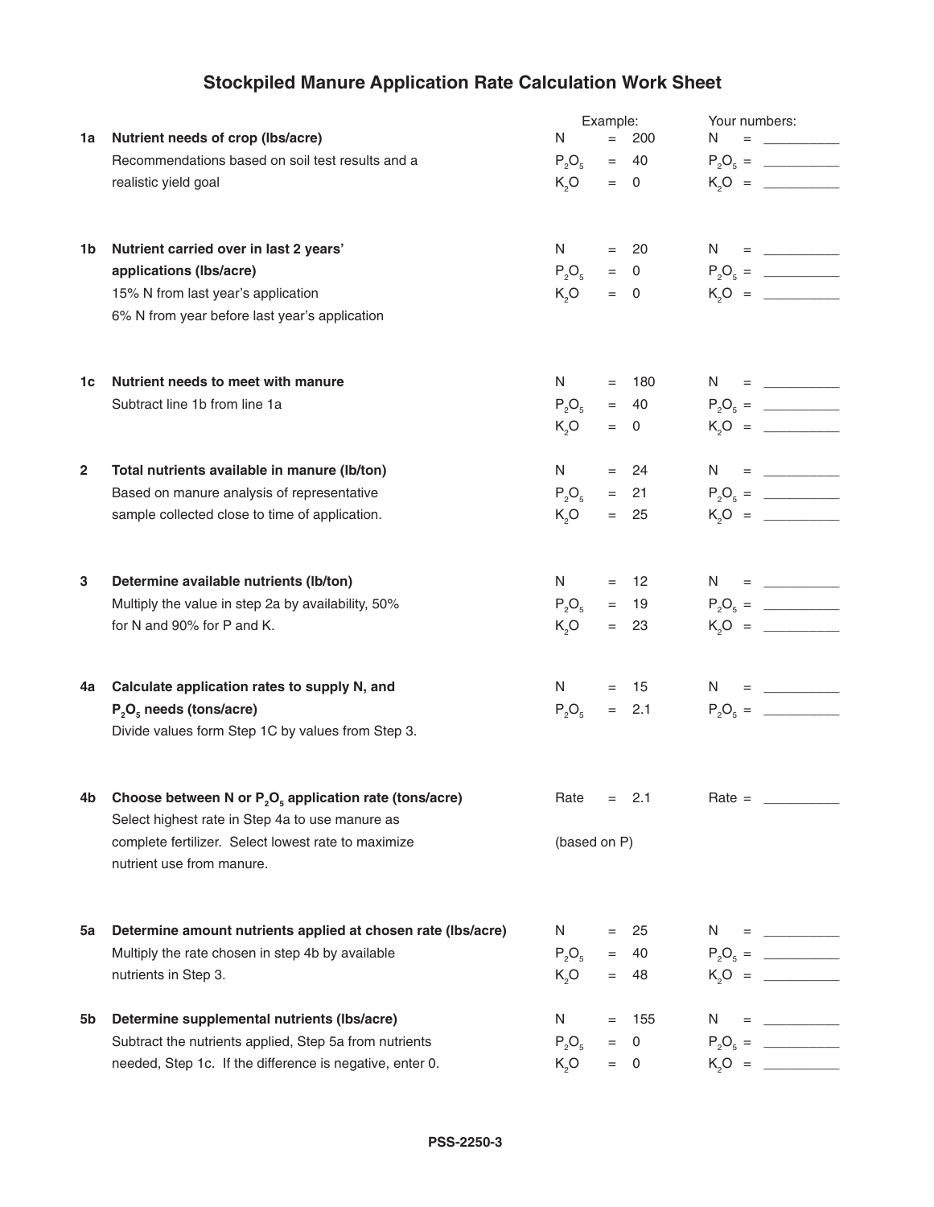# Stockpiled Manure Application Rate Calculation Work Sheet

| Step | Description | Example: | Your numbers: |
|---|---|---|---|
| 1a | **Nutrient needs of crop (lbs/acre)**<br>Recommendations based on soil test results and a realistic yield goal | N = 200<br>$P_2O_5$ = 40<br>$K_2O$ = 0 | N = \_\_\_\_\_\_\_\_\_\_<br>$P_2O_5$ = \_\_\_\_\_\_\_\_\_\_<br>$K_2O$ = \_\_\_\_\_\_\_\_\_\_ |
| 1b | **Nutrient carried over in last 2 years' applications (lbs/acre)**<br>15% N from last year's application<br>6% N from year before last year's application | N = 20<br>$P_2O_5$ = 0<br>$K_2O$ = 0 | N = \_\_\_\_\_\_\_\_\_\_<br>$P_2O_5$ = \_\_\_\_\_\_\_\_\_\_<br>$K_2O$ = \_\_\_\_\_\_\_\_\_\_ |
| 1c | **Nutrient needs to meet with manure**<br>Subtract line 1b from line 1a | N = 180<br>$P_2O_5$ = 40<br>$K_2O$ = 0 | N = \_\_\_\_\_\_\_\_\_\_<br>$P_2O_5$ = \_\_\_\_\_\_\_\_\_\_<br>$K_2O$ = \_\_\_\_\_\_\_\_\_\_ |
| 2 | **Total nutrients available in manure (lb/ton)**<br>Based on manure analysis of representative sample collected close to time of application. | N = 24<br>$P_2O_5$ = 21<br>$K_2O$ = 25 | N = \_\_\_\_\_\_\_\_\_\_<br>$P_2O_5$ = \_\_\_\_\_\_\_\_\_\_<br>$K_2O$ = \_\_\_\_\_\_\_\_\_\_ |
| 3 | **Determine available nutrients (lb/ton)**<br>Multiply the value in step 2a by availability, 50% for N and 90% for P and K. | N = 12<br>$P_2O_5$ = 19<br>$K_2O$ = 23 | N = \_\_\_\_\_\_\_\_\_\_<br>$P_2O_5$ = \_\_\_\_\_\_\_\_\_\_<br>$K_2O$ = \_\_\_\_\_\_\_\_\_\_ |
| 4a | **Calculate application rates to supply N, and $P_2O_5$ needs (tons/acre)**<br>Divide values form Step 1C by values from Step 3. | N = 15<br>$P_2O_5$ = 2.1 | N = \_\_\_\_\_\_\_\_\_\_<br>$P_2O_5$ = \_\_\_\_\_\_\_\_\_\_ |
| 4b | **Choose between N or $P_2O_5$ application rate (tons/acre)**<br>Select highest rate in Step 4a to use manure as complete fertilizer. Select lowest rate to maximize nutrient use from manure. | Rate = 2.1<br>(based on P) | Rate = \_\_\_\_\_\_\_\_\_\_ |
| 5a | **Determine amount nutrients applied at chosen rate (lbs/acre)**<br>Multiply the rate chosen in step 4b by available nutrients in Step 3. | N = 25<br>$P_2O_5$ = 40<br>$K_2O$ = 48 | N = \_\_\_\_\_\_\_\_\_\_<br>$P_2O_5$ = \_\_\_\_\_\_\_\_\_\_<br>$K_2O$ = \_\_\_\_\_\_\_\_\_\_ |
| 5b | **Determine supplemental nutrients (lbs/acre)**<br>Subtract the nutrients applied, Step 5a from nutrients needed, Step 1c. If the difference is negative, enter 0. | N = 155<br>$P_2O_5$ = 0<br>$K_2O$ = 0 | N = \_\_\_\_\_\_\_\_\_\_<br>$P_2O_5$ = \_\_\_\_\_\_\_\_\_\_<br>$K_2O$ = \_\_\_\_\_\_\_\_\_\_ |

PSS-2250-3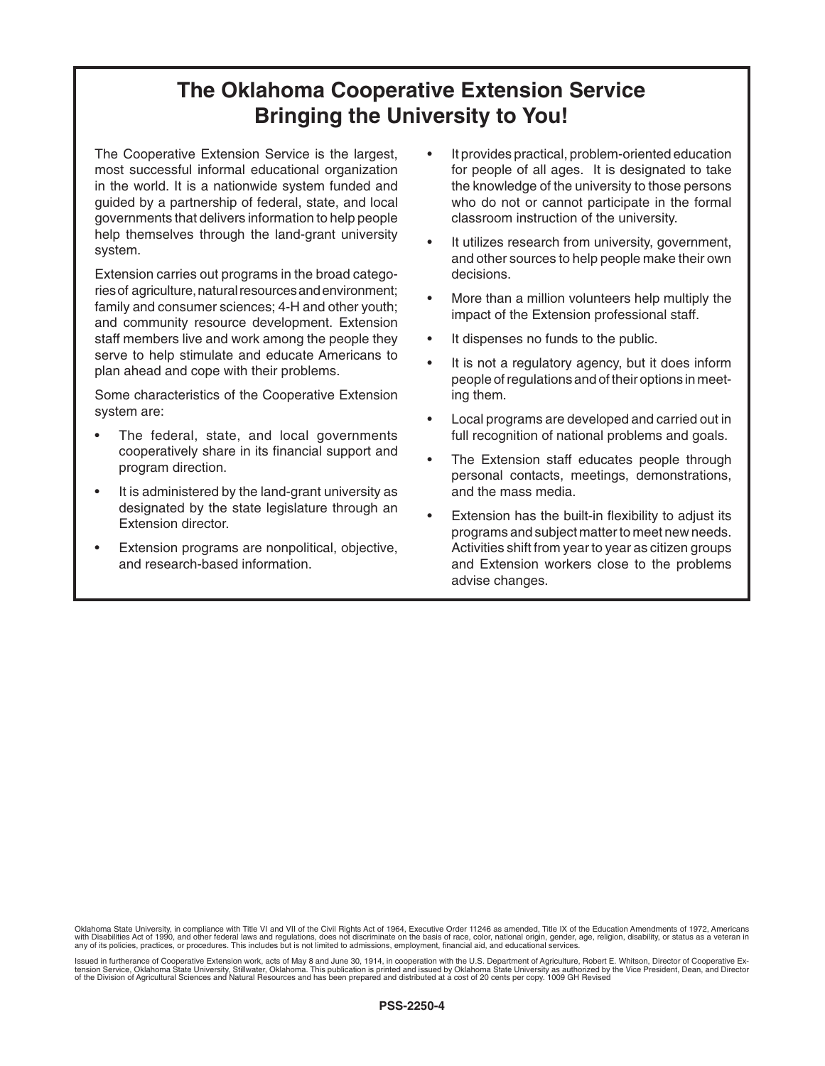# The Oklahoma Cooperative Extension Service
# Bringing the University to You!

The Cooperative Extension Service is the largest, most successful informal educational organization in the world. It is a nationwide system funded and guided by a partnership of federal, state, and local governments that delivers information to help people help themselves through the land-grant university system.

Extension carries out programs in the broad categories of agriculture, natural resources and environment; family and consumer sciences; 4-H and other youth; and community resource development. Extension staff members live and work among the people they serve to help stimulate and educate Americans to plan ahead and cope with their problems.

Some characteristics of the Cooperative Extension system are:

- The federal, state, and local governments cooperatively share in its financial support and program direction.
- It is administered by the land-grant university as designated by the state legislature through an Extension director.
- Extension programs are nonpolitical, objective, and research-based information.
- It provides practical, problem-oriented education for people of all ages. It is designated to take the knowledge of the university to those persons who do not or cannot participate in the formal classroom instruction of the university.
- It utilizes research from university, government, and other sources to help people make their own decisions.
- More than a million volunteers help multiply the impact of the Extension professional staff.
- It dispenses no funds to the public.
- It is not a regulatory agency, but it does inform people of regulations and of their options in meeting them.
- Local programs are developed and carried out in full recognition of national problems and goals.
- The Extension staff educates people through personal contacts, meetings, demonstrations, and the mass media.
- Extension has the built-in flexibility to adjust its programs and subject matter to meet new needs. Activities shift from year to year as citizen groups and Extension workers close to the problems advise changes.

Oklahoma State University, in compliance with Title VI and VII of the Civil Rights Act of 1964, Executive Order 11246 as amended, Title IX of the Education Amendments of 1972, Americans with Disabilities Act of 1990, and other federal laws and regulations, does not discriminate on the basis of race, color, national origin, gender, age, religion, disability, or status as a veteran in any of its policies, practices, or procedures. This includes but is not limited to admissions, employment, financial aid, and educational services.

Issued in furtherance of Cooperative Extension work, acts of May 8 and June 30, 1914, in cooperation with the U.S. Department of Agriculture, Robert E. Whitson, Director of Cooperative Extension Service, Oklahoma State University, Stillwater, Oklahoma. This publication is printed and issued by Oklahoma State University as authorized by the Vice President, Dean, and Director of the Division of Agricultural Sciences and Natural Resources and has been prepared and distributed at a cost of 20 cents per copy. 1009 GH Revised

**PSS-2250-4**